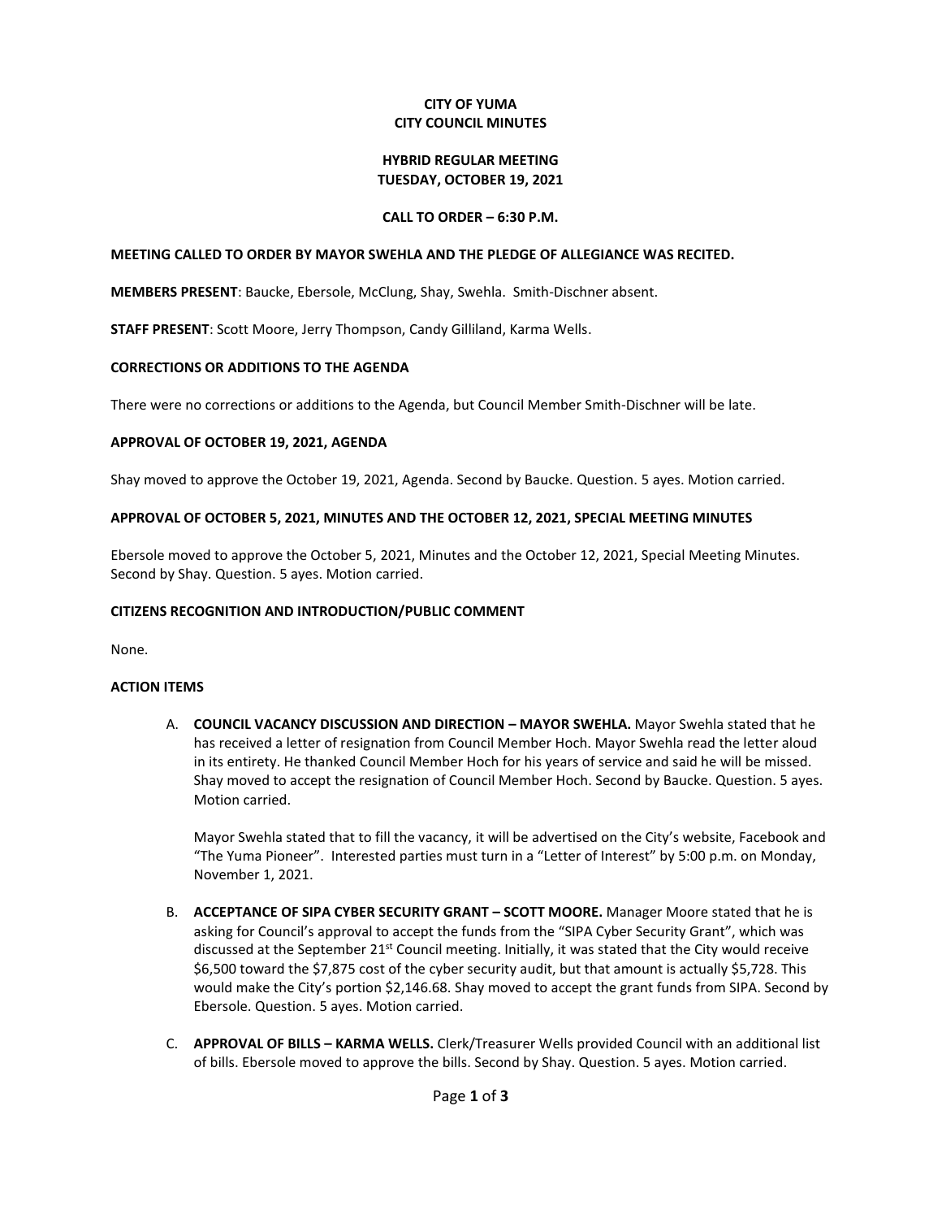# CITY OF YUMA
# CITY COUNCIL MINUTES

## HYBRID REGULAR MEETING
## TUESDAY, OCTOBER 19, 2021

### CALL TO ORDER – 6:30 P.M.

**MEETING CALLED TO ORDER BY MAYOR SWEHLA AND THE PLEDGE OF ALLEGIANCE WAS RECITED.**

**MEMBERS PRESENT**: Baucke, Ebersole, McClung, Shay, Swehla. Smith-Dischner absent.

**STAFF PRESENT**: Scott Moore, Jerry Thompson, Candy Gilliland, Karma Wells.

**CORRECTIONS OR ADDITIONS TO THE AGENDA**

There were no corrections or additions to the Agenda, but Council Member Smith-Dischner will be late.

**APPROVAL OF OCTOBER 19, 2021, AGENDA**

Shay moved to approve the October 19, 2021, Agenda. Second by Baucke. Question. 5 ayes. Motion carried.

**APPROVAL OF OCTOBER 5, 2021, MINUTES AND THE OCTOBER 12, 2021, SPECIAL MEETING MINUTES**

Ebersole moved to approve the October 5, 2021, Minutes and the October 12, 2021, Special Meeting Minutes. Second by Shay. Question. 5 ayes. Motion carried.

**CITIZENS RECOGNITION AND INTRODUCTION/PUBLIC COMMENT**

None.

**ACTION ITEMS**

A. **COUNCIL VACANCY DISCUSSION AND DIRECTION – MAYOR SWEHLA.** Mayor Swehla stated that he has received a letter of resignation from Council Member Hoch. Mayor Swehla read the letter aloud in its entirety. He thanked Council Member Hoch for his years of service and said he will be missed. Shay moved to accept the resignation of Council Member Hoch. Second by Baucke. Question. 5 ayes. Motion carried.

   Mayor Swehla stated that to fill the vacancy, it will be advertised on the City's website, Facebook and "The Yuma Pioneer". Interested parties must turn in a "Letter of Interest" by 5:00 p.m. on Monday, November 1, 2021.

B. **ACCEPTANCE OF SIPA CYBER SECURITY GRANT – SCOTT MOORE.** Manager Moore stated that he is asking for Council's approval to accept the funds from the "SIPA Cyber Security Grant", which was discussed at the September 21st Council meeting. Initially, it was stated that the City would receive $6,500 toward the $7,875 cost of the cyber security audit, but that amount is actually $5,728. This would make the City's portion $2,146.68. Shay moved to accept the grant funds from SIPA. Second by Ebersole. Question. 5 ayes. Motion carried.

C. **APPROVAL OF BILLS – KARMA WELLS.** Clerk/Treasurer Wells provided Council with an additional list of bills. Ebersole moved to approve the bills. Second by Shay. Question. 5 ayes. Motion carried.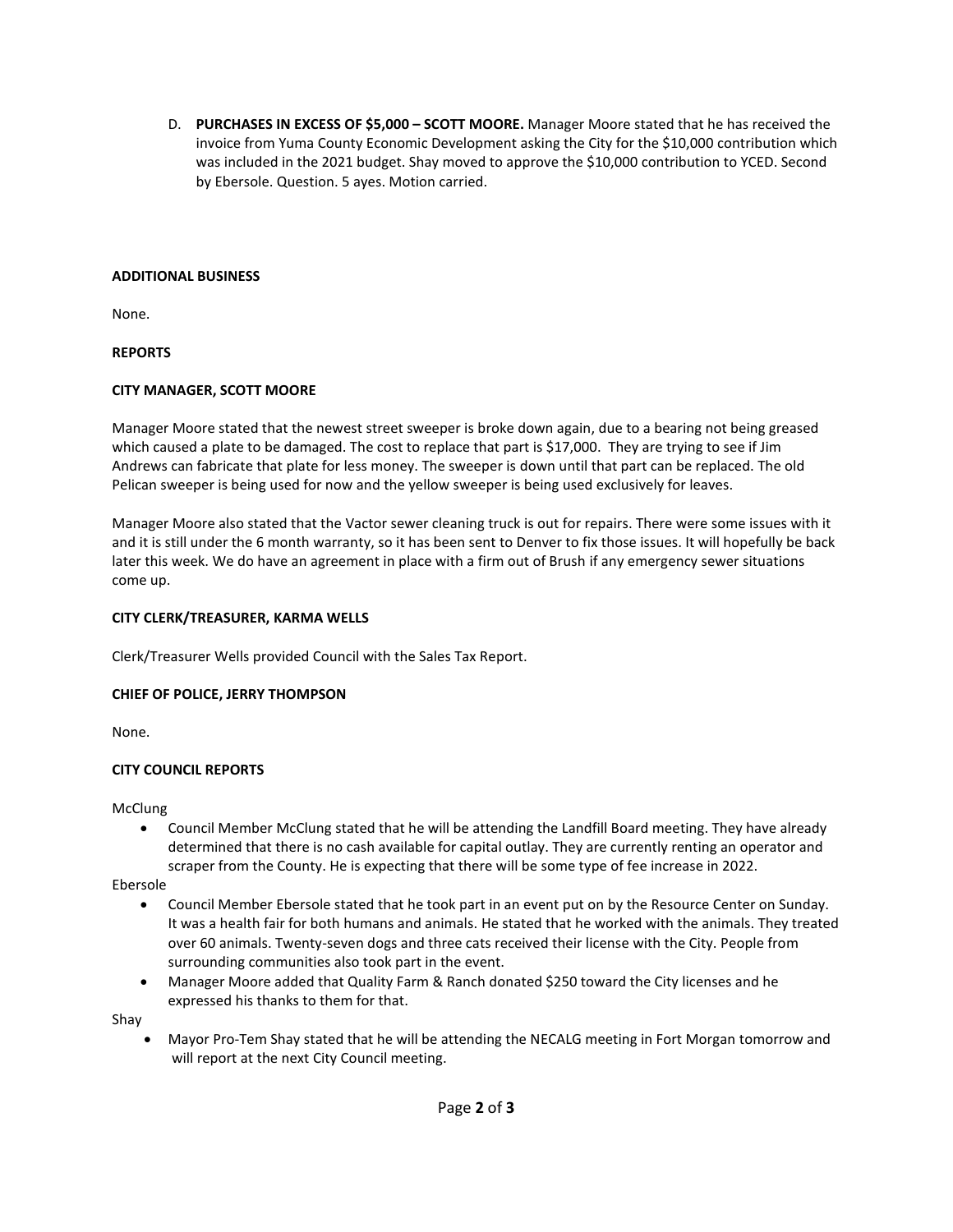D. **PURCHASES IN EXCESS OF $5,000 – SCOTT MOORE.** Manager Moore stated that he has received the invoice from Yuma County Economic Development asking the City for the $10,000 contribution which was included in the 2021 budget. Shay moved to approve the $10,000 contribution to YCED. Second by Ebersole. Question. 5 ayes. Motion carried.

**ADDITIONAL BUSINESS**

None.

**REPORTS**

**CITY MANAGER, SCOTT MOORE**

Manager Moore stated that the newest street sweeper is broke down again, due to a bearing not being greased which caused a plate to be damaged. The cost to replace that part is $17,000. They are trying to see if Jim Andrews can fabricate that plate for less money. The sweeper is down until that part can be replaced. The old Pelican sweeper is being used for now and the yellow sweeper is being used exclusively for leaves.

Manager Moore also stated that the Vactor sewer cleaning truck is out for repairs. There were some issues with it and it is still under the 6 month warranty, so it has been sent to Denver to fix those issues. It will hopefully be back later this week. We do have an agreement in place with a firm out of Brush if any emergency sewer situations come up.

**CITY CLERK/TREASURER, KARMA WELLS**

Clerk/Treasurer Wells provided Council with the Sales Tax Report.

**CHIEF OF POLICE, JERRY THOMPSON**

None.

**CITY COUNCIL REPORTS**

McClung

- Council Member McClung stated that he will be attending the Landfill Board meeting. They have already determined that there is no cash available for capital outlay. They are currently renting an operator and scraper from the County. He is expecting that there will be some type of fee increase in 2022.

Ebersole

- Council Member Ebersole stated that he took part in an event put on by the Resource Center on Sunday. It was a health fair for both humans and animals. He stated that he worked with the animals. They treated over 60 animals. Twenty-seven dogs and three cats received their license with the City. People from surrounding communities also took part in the event.
- Manager Moore added that Quality Farm & Ranch donated $250 toward the City licenses and he expressed his thanks to them for that.

Shay

- Mayor Pro-Tem Shay stated that he will be attending the NECALG meeting in Fort Morgan tomorrow and will report at the next City Council meeting.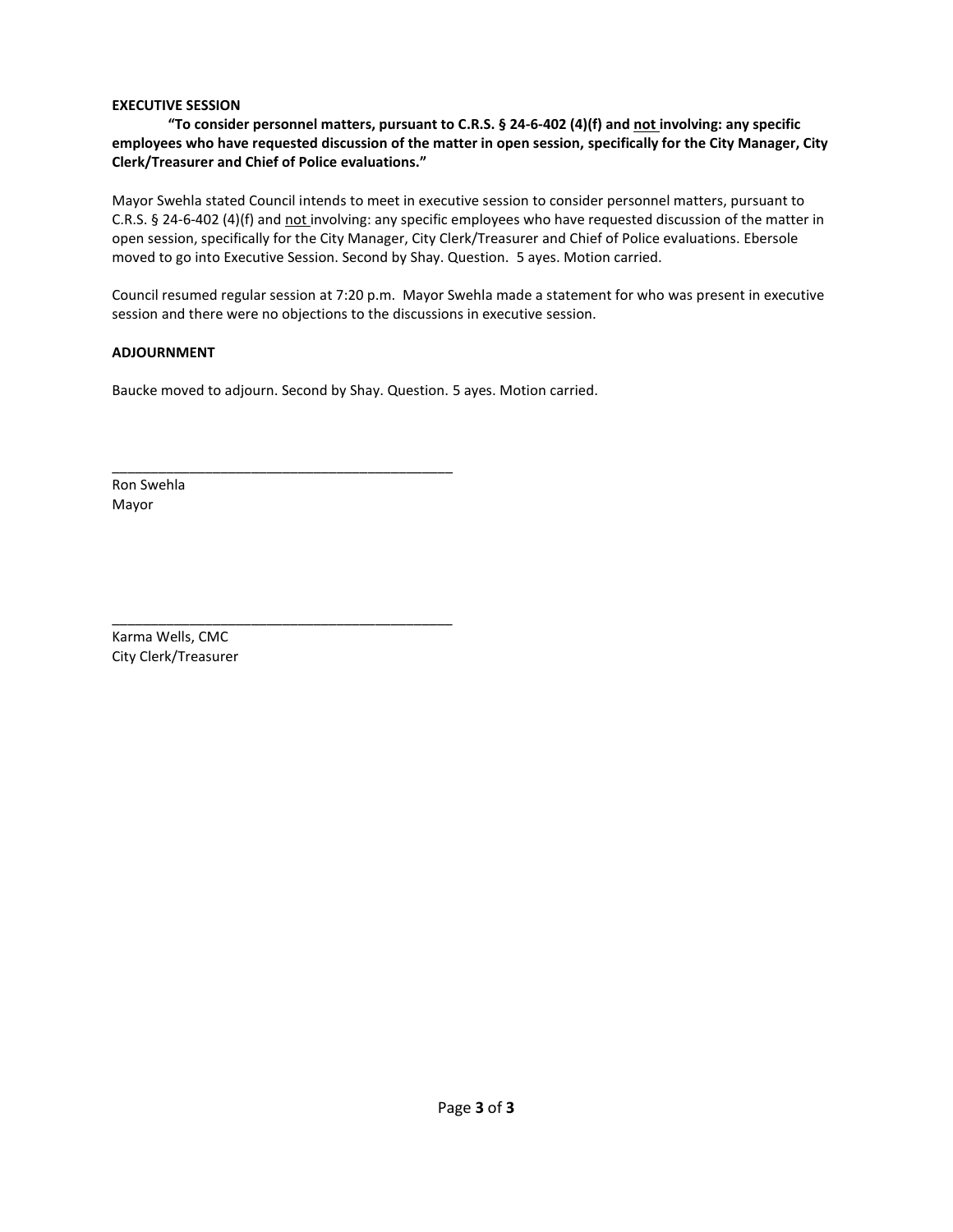**EXECUTIVE SESSION**

**"To consider personnel matters, pursuant to C.R.S. § 24-6-402 (4)(f) and not involving: any specific employees who have requested discussion of the matter in open session, specifically for the City Manager, City Clerk/Treasurer and Chief of Police evaluations."**

Mayor Swehla stated Council intends to meet in executive session to consider personnel matters, pursuant to C.R.S. § 24-6-402 (4)(f) and not involving: any specific employees who have requested discussion of the matter in open session, specifically for the City Manager, City Clerk/Treasurer and Chief of Police evaluations. Ebersole moved to go into Executive Session. Second by Shay. Question. 5 ayes. Motion carried.

Council resumed regular session at 7:20 p.m. Mayor Swehla made a statement for who was present in executive session and there were no objections to the discussions in executive session.

**ADJOURNMENT**

Baucke moved to adjourn. Second by Shay. Question. 5 ayes. Motion carried.

\_\_\_\_\_\_\_\_\_\_\_\_\_\_\_\_\_\_\_\_\_\_\_\_\_\_\_\_\_\_\_\_\_\_\_\_\_\_\_\_\_\_\_\_

Ron Swehla
Mayor

\_\_\_\_\_\_\_\_\_\_\_\_\_\_\_\_\_\_\_\_\_\_\_\_\_\_\_\_\_\_\_\_\_\_\_\_\_\_\_\_\_\_\_\_

Karma Wells, CMC
City Clerk/Treasurer